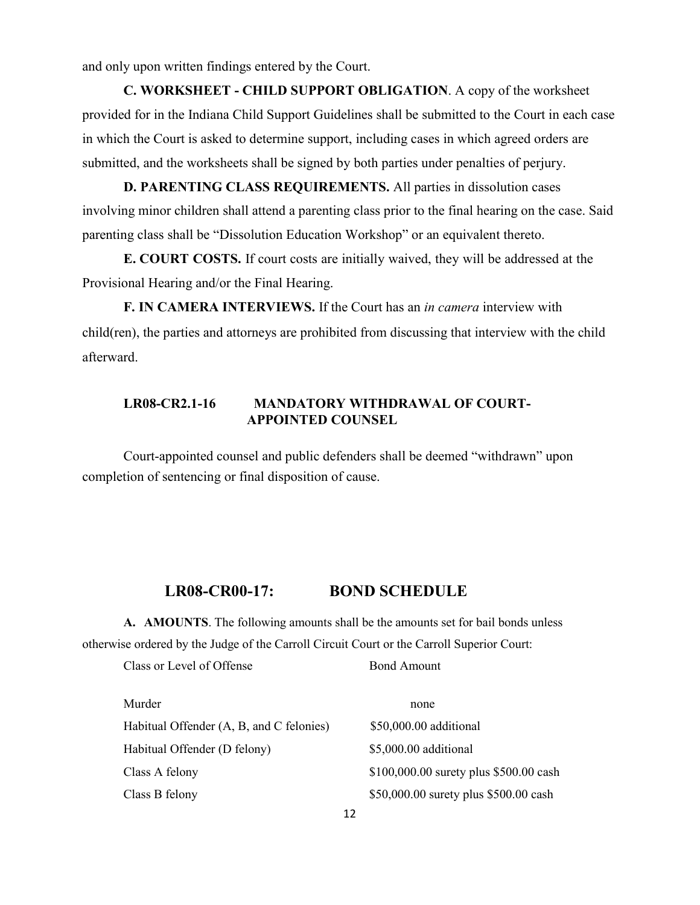and only upon written findings entered by the Court.

**C. WORKSHEET - CHILD SUPPORT OBLIGATION**. A copy of the worksheet provided for in the Indiana Child Support Guidelines shall be submitted to the Court in each case in which the Court is asked to determine support, including cases in which agreed orders are submitted, and the worksheets shall be signed by both parties under penalties of perjury.

**D. PARENTING CLASS REQUIREMENTS.** All parties in dissolution cases involving minor children shall attend a parenting class prior to the final hearing on the case. Said parenting class shall be "Dissolution Education Workshop" or an equivalent thereto.

**E. COURT COSTS.** If court costs are initially waived, they will be addressed at the Provisional Hearing and/or the Final Hearing.

**F. IN CAMERA INTERVIEWS.** If the Court has an *in camera* interview with child(ren), the parties and attorneys are prohibited from discussing that interview with the child afterward.

### LR08-CR2.1-16 MANDATORY WITHDRAWAL OF COURT-APPOINTED COUNSEL

Court-appointed counsel and public defenders shall be deemed "withdrawn" upon completion of sentencing or final disposition of cause.

## LR08-CR00-17: BOND SCHEDULE

**A. AMOUNTS**. The following amounts shall be the amounts set for bail bonds unless otherwise ordered by the Judge of the Carroll Circuit Court or the Carroll Superior Court:

| Class or Level of Offense | Bond Amount |
|---|---|
| Murder | none |
| Habitual Offender (A, B, and C felonies) | $50,000.00 additional |
| Habitual Offender (D felony) | $5,000.00 additional |
| Class A felony | $100,000.00 surety plus $500.00 cash |
| Class B felony | $50,000.00 surety plus $500.00 cash |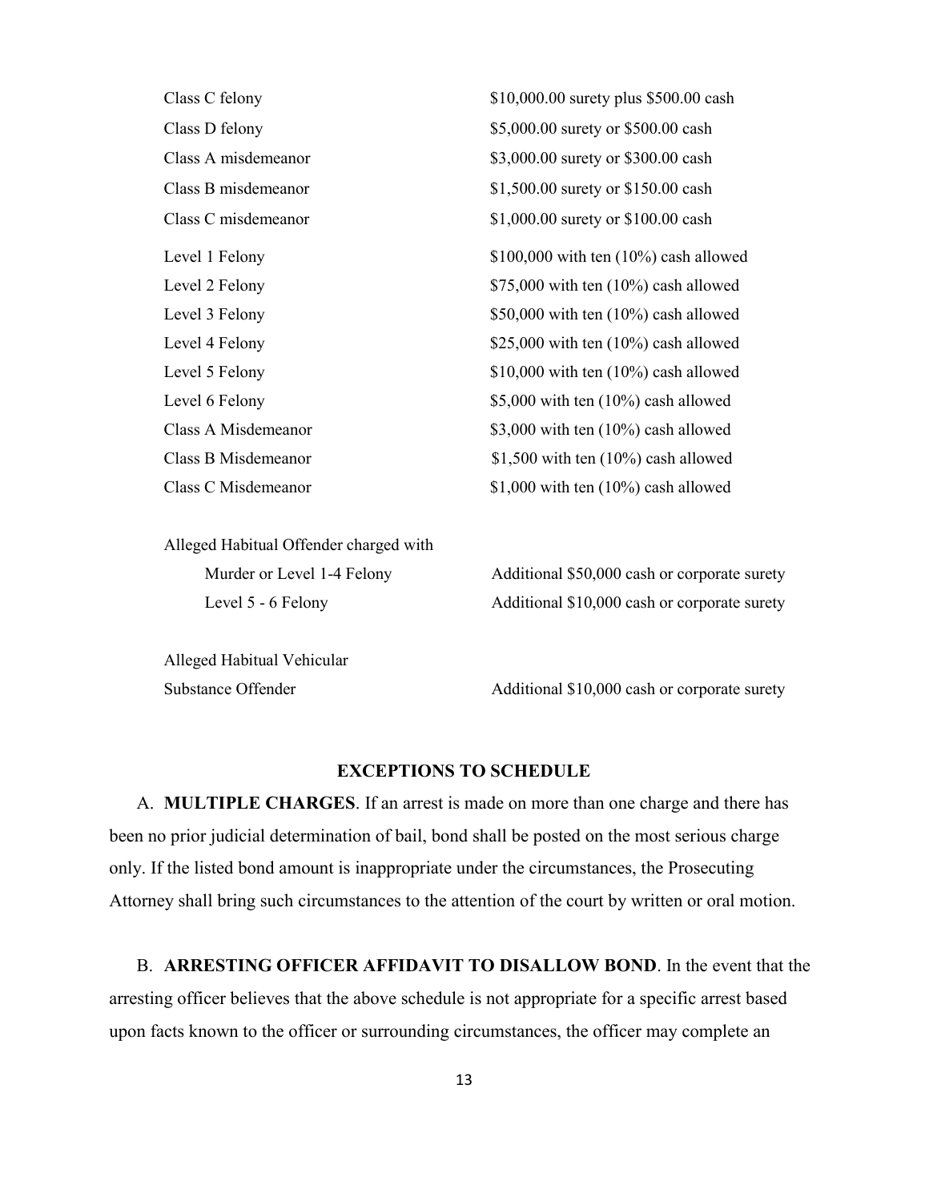| | |
|---|---|
| Class C felony | \$10,000.00 surety plus \$500.00 cash |
| Class D felony | \$5,000.00 surety or \$500.00 cash |
| Class A misdemeanor | \$3,000.00 surety or \$300.00 cash |
| Class B misdemeanor | \$1,500.00 surety or \$150.00 cash |
| Class C misdemeanor | \$1,000.00 surety or \$100.00 cash |
| Level 1 Felony | \$100,000 with ten (10%) cash allowed |
| Level 2 Felony | \$75,000 with ten (10%) cash allowed |
| Level 3 Felony | \$50,000 with ten (10%) cash allowed |
| Level 4 Felony | \$25,000 with ten (10%) cash allowed |
| Level 5 Felony | \$10,000 with ten (10%) cash allowed |
| Level 6 Felony | \$5,000 with ten (10%) cash allowed |
| Class A Misdemeanor | \$3,000 with ten (10%) cash allowed |
| Class B Misdemeanor | \$1,500 with ten (10%) cash allowed |
| Class C Misdemeanor | \$1,000 with ten (10%) cash allowed |
| Alleged Habitual Offender charged with | |
| Murder or Level 1-4 Felony | Additional \$50,000 cash or corporate surety |
| Level 5 - 6 Felony | Additional \$10,000 cash or corporate surety |
| Alleged Habitual Vehicular Substance Offender | Additional \$10,000 cash or corporate surety |

## EXCEPTIONS TO SCHEDULE

A. **MULTIPLE CHARGES**. If an arrest is made on more than one charge and there has been no prior judicial determination of bail, bond shall be posted on the most serious charge only. If the listed bond amount is inappropriate under the circumstances, the Prosecuting Attorney shall bring such circumstances to the attention of the court by written or oral motion.

B. **ARRESTING OFFICER AFFIDAVIT TO DISALLOW BOND**. In the event that the arresting officer believes that the above schedule is not appropriate for a specific arrest based upon facts known to the officer or surrounding circumstances, the officer may complete an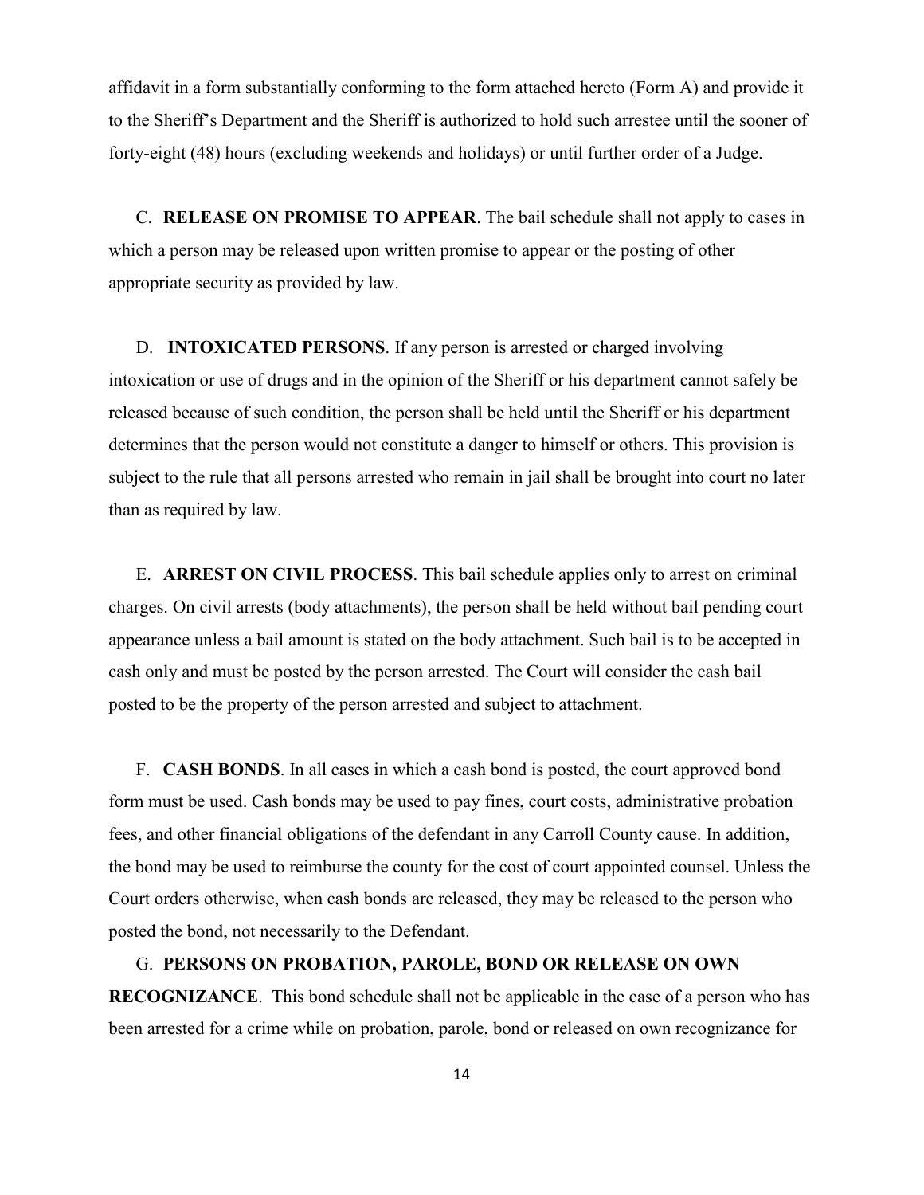affidavit in a form substantially conforming to the form attached hereto (Form A) and provide it to the Sheriff's Department and the Sheriff is authorized to hold such arrestee until the sooner of forty-eight (48) hours (excluding weekends and holidays) or until further order of a Judge.

C. **RELEASE ON PROMISE TO APPEAR**. The bail schedule shall not apply to cases in which a person may be released upon written promise to appear or the posting of other appropriate security as provided by law.

D. **INTOXICATED PERSONS**. If any person is arrested or charged involving intoxication or use of drugs and in the opinion of the Sheriff or his department cannot safely be released because of such condition, the person shall be held until the Sheriff or his department determines that the person would not constitute a danger to himself or others. This provision is subject to the rule that all persons arrested who remain in jail shall be brought into court no later than as required by law.

E. **ARREST ON CIVIL PROCESS**. This bail schedule applies only to arrest on criminal charges. On civil arrests (body attachments), the person shall be held without bail pending court appearance unless a bail amount is stated on the body attachment. Such bail is to be accepted in cash only and must be posted by the person arrested. The Court will consider the cash bail posted to be the property of the person arrested and subject to attachment.

F. **CASH BONDS**. In all cases in which a cash bond is posted, the court approved bond form must be used. Cash bonds may be used to pay fines, court costs, administrative probation fees, and other financial obligations of the defendant in any Carroll County cause. In addition, the bond may be used to reimburse the county for the cost of court appointed counsel. Unless the Court orders otherwise, when cash bonds are released, they may be released to the person who posted the bond, not necessarily to the Defendant.

G. **PERSONS ON PROBATION, PAROLE, BOND OR RELEASE ON OWN RECOGNIZANCE**. This bond schedule shall not be applicable in the case of a person who has been arrested for a crime while on probation, parole, bond or released on own recognizance for